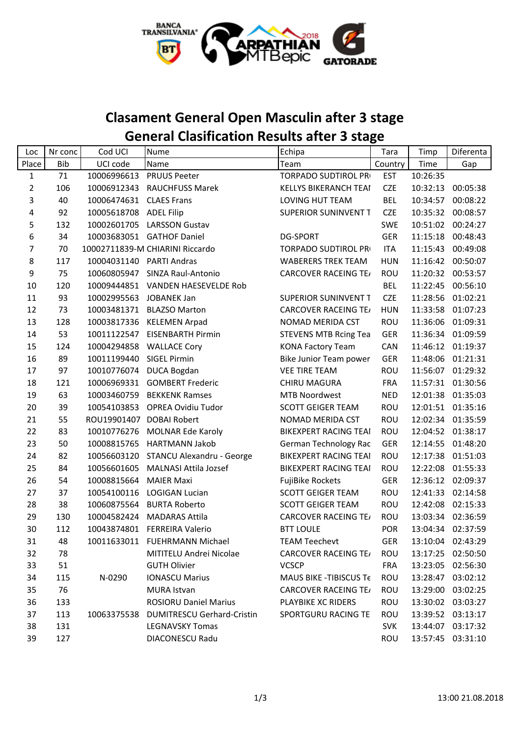# Clasament General Open Masculin after 3 stage

## General Clasification Results after 3 stage

| Loc | Nr conc | Cod UCI | Nume | Echipa | Tara | Timp | Diferenta |
|---|---|---|---|---|---|---|---|
| Place | Bib | UCI code | Name | Team | Country | Time | Gap |
| 1 | 71 | 10006996613 | PRUUS Peeter | TORPADO SUDTIROL PR | EST | 10:26:35 | |
| 2 | 106 | 10006912343 | RAUCHFUSS Marek | KELLYS BIKERANCH TEAI | CZE | 10:32:13 | 00:05:38 |
| 3 | 40 | 10006474631 | CLAES Frans | LOVING HUT TEAM | BEL | 10:34:57 | 00:08:22 |
| 4 | 92 | 10005618708 | ADEL Filip | SUPERIOR SUNINVENT T | CZE | 10:35:32 | 00:08:57 |
| 5 | 132 | 10002601705 | LARSSON Gustav | | SWE | 10:51:02 | 00:24:27 |
| 6 | 34 | 10003683051 | GATHOF Daniel | DG-SPORT | GER | 11:15:18 | 00:48:43 |
| 7 | 70 | 10002711839-M | CHIARINI Riccardo | TORPADO SUDTIROL PR | ITA | 11:15:43 | 00:49:08 |
| 8 | 117 | 10004031140 | PARTI Andras | WABERERS TREK TEAM | HUN | 11:16:42 | 00:50:07 |
| 9 | 75 | 10060805947 | SINZA Raul-Antonio | CARCOVER RACEING TE/ | ROU | 11:20:32 | 00:53:57 |
| 10 | 120 | 10009444851 | VANDEN HAESEVELDE Rob | | BEL | 11:22:45 | 00:56:10 |
| 11 | 93 | 10002995563 | JOBANEK Jan | SUPERIOR SUNINVENT T | CZE | 11:28:56 | 01:02:21 |
| 12 | 73 | 10003481371 | BLAZSO Marton | CARCOVER RACEING TE/ | HUN | 11:33:58 | 01:07:23 |
| 13 | 128 | 10003817336 | KELEMEN Arpad | NOMAD MERIDA CST | ROU | 11:36:06 | 01:09:31 |
| 14 | 53 | 10011122547 | EISENBARTH Pirmin | STEVENS MTB Rcing Tea | GER | 11:36:34 | 01:09:59 |
| 15 | 124 | 10004294858 | WALLACE Cory | KONA Factory Team | CAN | 11:46:12 | 01:19:37 |
| 16 | 89 | 10011199440 | SIGEL Pirmin | Bike Junior Team power | GER | 11:48:06 | 01:21:31 |
| 17 | 97 | 10010776074 | DUCA Bogdan | VEE TIRE TEAM | ROU | 11:56:07 | 01:29:32 |
| 18 | 121 | 10006969331 | GOMBERT Frederic | CHIRU MAGURA | FRA | 11:57:31 | 01:30:56 |
| 19 | 63 | 10003460759 | BEKKENK Ramses | MTB Noordwest | NED | 12:01:38 | 01:35:03 |
| 20 | 39 | 10054103853 | OPREA Ovidiu Tudor | SCOTT GEIGER TEAM | ROU | 12:01:51 | 01:35:16 |
| 21 | 55 | ROU19901407 | DOBAI Robert | NOMAD MERIDA CST | ROU | 12:02:34 | 01:35:59 |
| 22 | 83 | 10010776276 | MOLNAR Ede Karoly | BIKEXPERT RACING TEAI | ROU | 12:04:52 | 01:38:17 |
| 23 | 50 | 10008815765 | HARTMANN Jakob | German Technology Rac | GER | 12:14:55 | 01:48:20 |
| 24 | 82 | 10056603120 | STANCU Alexandru - George | BIKEXPERT RACING TEAI | ROU | 12:17:38 | 01:51:03 |
| 25 | 84 | 10056601605 | MALNASI Attila Jozsef | BIKEXPERT RACING TEAI | ROU | 12:22:08 | 01:55:33 |
| 26 | 54 | 10008815664 | MAIER Maxi | FujiBike Rockets | GER | 12:36:12 | 02:09:37 |
| 27 | 37 | 10054100116 | LOGIGAN Lucian | SCOTT GEIGER TEAM | ROU | 12:41:33 | 02:14:58 |
| 28 | 38 | 10060875564 | BURTA Roberto | SCOTT GEIGER TEAM | ROU | 12:42:08 | 02:15:33 |
| 29 | 130 | 10004582424 | MADARAS Attila | CARCOVER RACEING TE/ | ROU | 13:03:34 | 02:36:59 |
| 30 | 112 | 10043874801 | FERREIRA Valerio | BTT LOULE | POR | 13:04:34 | 02:37:59 |
| 31 | 48 | 10011633011 | FUEHRMANN Michael | TEAM Teechevt | GER | 13:10:04 | 02:43:29 |
| 32 | 78 | | MITITELU Andrei Nicolae | CARCOVER RACEING TE/ | ROU | 13:17:25 | 02:50:50 |
| 33 | 51 | | GUTH Olivier | VCSCP | FRA | 13:23:05 | 02:56:30 |
| 34 | 115 | N-0290 | IONASCU Marius | MAUS BIKE -TIBISCUS Te | ROU | 13:28:47 | 03:02:12 |
| 35 | 76 | | MURA Istvan | CARCOVER RACEING TE/ | ROU | 13:29:00 | 03:02:25 |
| 36 | 133 | | ROSIORU Daniel Marius | PLAYBIKE XC RIDERS | ROU | 13:30:02 | 03:03:27 |
| 37 | 113 | 10063375538 | DUMITRESCU Gerhard-Cristin | SPORTGURU RACING TE | ROU | 13:39:52 | 03:13:17 |
| 38 | 131 | | LEGNAVSKY Tomas | | SVK | 13:44:07 | 03:17:32 |
| 39 | 127 | | DIACONESCU Radu | | ROU | 13:57:45 | 03:31:10 |

13:00 21.08.2018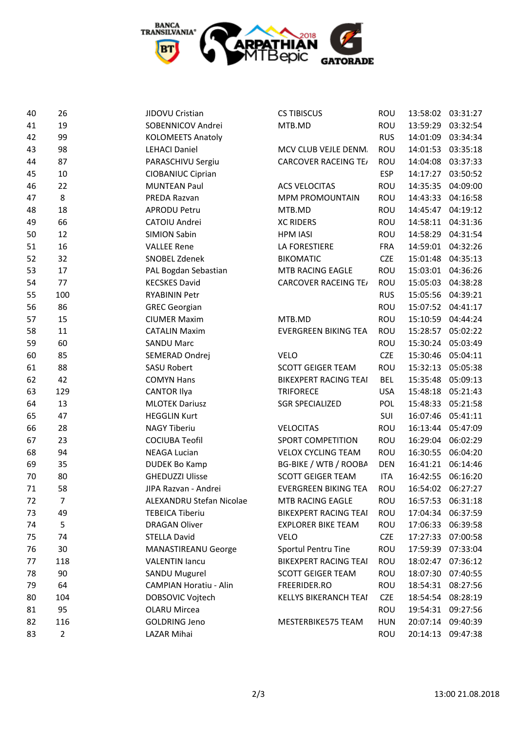| | | | | | | |
|---|---|---|---|---|---|---|
| 40 | 26 | JIDOVU Cristian | CS TIBISCUS | ROU | 13:58:02 | 03:31:27 |
| 41 | 19 | SOBENNICOV Andrei | MTB.MD | ROU | 13:59:29 | 03:32:54 |
| 42 | 99 | KOLOMEETS Anatoly | | RUS | 14:01:09 | 03:34:34 |
| 43 | 98 | LEHACI Daniel | MCV CLUB VEJLE DENM. | ROU | 14:01:53 | 03:35:18 |
| 44 | 87 | PARASCHIVU Sergiu | CARCOVER RACEING TE/ | ROU | 14:04:08 | 03:37:33 |
| 45 | 10 | CIOBANIUC Ciprian | | ESP | 14:17:27 | 03:50:52 |
| 46 | 22 | MUNTEAN Paul | ACS VELOCITAS | ROU | 14:35:35 | 04:09:00 |
| 47 | 8 | PREDA Razvan | MPM PROMOUNTAIN | ROU | 14:43:33 | 04:16:58 |
| 48 | 18 | APRODU Petru | MTB.MD | ROU | 14:45:47 | 04:19:12 |
| 49 | 66 | CATOIU Andrei | XC RIDERS | ROU | 14:58:11 | 04:31:36 |
| 50 | 12 | SIMION Sabin | HPM IASI | ROU | 14:58:29 | 04:31:54 |
| 51 | 16 | VALLEE Rene | LA FORESTIERE | FRA | 14:59:01 | 04:32:26 |
| 52 | 32 | SNOBEL Zdenek | BIKOMATIC | CZE | 15:01:48 | 04:35:13 |
| 53 | 17 | PAL Bogdan Sebastian | MTB RACING EAGLE | ROU | 15:03:01 | 04:36:26 |
| 54 | 77 | KECSKES David | CARCOVER RACEING TE/ | ROU | 15:05:03 | 04:38:28 |
| 55 | 100 | RYABININ Petr | | RUS | 15:05:56 | 04:39:21 |
| 56 | 86 | GREC Georgian | | ROU | 15:07:52 | 04:41:17 |
| 57 | 15 | CIUMER Maxim | MTB.MD | ROU | 15:10:59 | 04:44:24 |
| 58 | 11 | CATALIN Maxim | EVERGREEN BIKING TEA | ROU | 15:28:57 | 05:02:22 |
| 59 | 60 | SANDU Marc | | ROU | 15:30:24 | 05:03:49 |
| 60 | 85 | SEMERAD Ondrej | VELO | CZE | 15:30:46 | 05:04:11 |
| 61 | 88 | SASU Robert | SCOTT GEIGER TEAM | ROU | 15:32:13 | 05:05:38 |
| 62 | 42 | COMYN Hans | BIKEXPERT RACING TEAI | BEL | 15:35:48 | 05:09:13 |
| 63 | 129 | CANTOR Ilya | TRIFORECE | USA | 15:48:18 | 05:21:43 |
| 64 | 13 | MLOTEK Dariusz | SGR SPECIALIZED | POL | 15:48:33 | 05:21:58 |
| 65 | 47 | HEGGLIN Kurt | | SUI | 16:07:46 | 05:41:11 |
| 66 | 28 | NAGY Tiberiu | VELOCITAS | ROU | 16:13:44 | 05:47:09 |
| 67 | 23 | COCIUBA Teofil | SPORT COMPETITION | ROU | 16:29:04 | 06:02:29 |
| 68 | 94 | NEAGA Lucian | VELOX CYCLING TEAM | ROU | 16:30:55 | 06:04:20 |
| 69 | 35 | DUDEK Bo Kamp | BG-BIKE / WTB / ROOBA | DEN | 16:41:21 | 06:14:46 |
| 70 | 80 | GHEDUZZI Ulisse | SCOTT GEIGER TEAM | ITA | 16:42:55 | 06:16:20 |
| 71 | 58 | JIPA Razvan - Andrei | EVERGREEN BIKING TEA | ROU | 16:54:02 | 06:27:27 |
| 72 | 7 | ALEXANDRU Stefan Nicolae | MTB RACING EAGLE | ROU | 16:57:53 | 06:31:18 |
| 73 | 49 | TEBEICA Tiberiu | BIKEXPERT RACING TEAI | ROU | 17:04:34 | 06:37:59 |
| 74 | 5 | DRAGAN Oliver | EXPLORER BIKE TEAM | ROU | 17:06:33 | 06:39:58 |
| 75 | 74 | STELLA David | VELO | CZE | 17:27:33 | 07:00:58 |
| 76 | 30 | MANASTIREANU George | Sportul Pentru Tine | ROU | 17:59:39 | 07:33:04 |
| 77 | 118 | VALENTIN Iancu | BIKEXPERT RACING TEAI | ROU | 18:02:47 | 07:36:12 |
| 78 | 90 | SANDU Mugurel | SCOTT GEIGER TEAM | ROU | 18:07:30 | 07:40:55 |
| 79 | 64 | CAMPIAN Horatiu - Alin | FREERIDER.RO | ROU | 18:54:31 | 08:27:56 |
| 80 | 104 | DOBSOVIC Vojtech | KELLYS BIKERANCH TEAI | CZE | 18:54:54 | 08:28:19 |
| 81 | 95 | OLARU Mircea | | ROU | 19:54:31 | 09:27:56 |
| 82 | 116 | GOLDRING Jeno | MESTERBIKE575 TEAM | HUN | 20:07:14 | 09:40:39 |
| 83 | 2 | LAZAR Mihai | | ROU | 20:14:13 | 09:47:38 |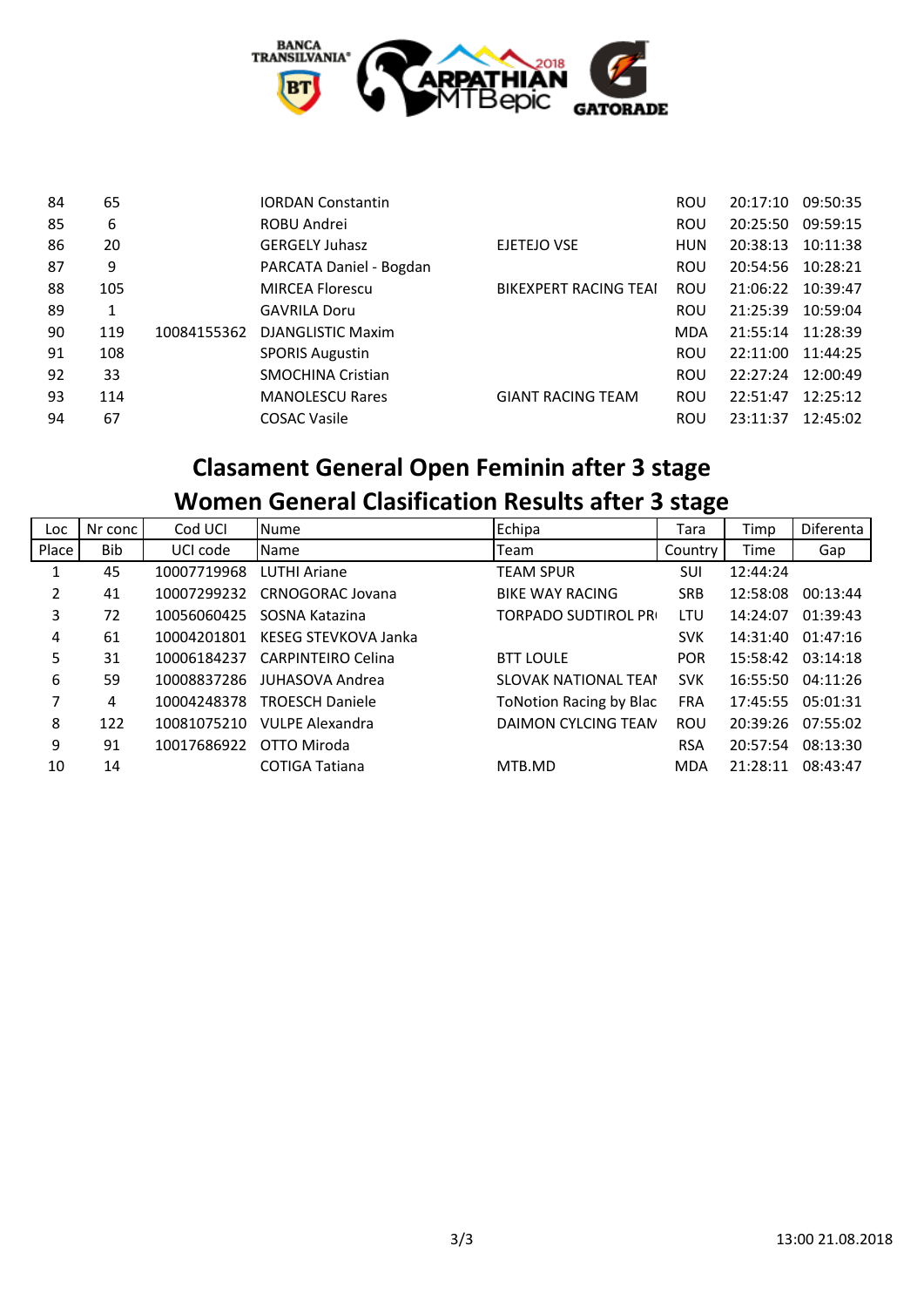| | | | | | | | |
|---|---|---|---|---|---|---|---|
| 84 | 65 | | IORDAN Constantin | | ROU | 20:17:10 | 09:50:35 |
| 85 | 6 | | ROBU Andrei | | ROU | 20:25:50 | 09:59:15 |
| 86 | 20 | | GERGELY Juhasz | EJETEJO VSE | HUN | 20:38:13 | 10:11:38 |
| 87 | 9 | | PARCATA Daniel - Bogdan | | ROU | 20:54:56 | 10:28:21 |
| 88 | 105 | | MIRCEA Florescu | BIKEXPERT RACING TEAI | ROU | 21:06:22 | 10:39:47 |
| 89 | 1 | | GAVRILA Doru | | ROU | 21:25:39 | 10:59:04 |
| 90 | 119 | 10084155362 | DJANGLISTIC Maxim | | MDA | 21:55:14 | 11:28:39 |
| 91 | 108 | | SPORIS Augustin | | ROU | 22:11:00 | 11:44:25 |
| 92 | 33 | | SMOCHINA Cristian | | ROU | 22:27:24 | 12:00:49 |
| 93 | 114 | | MANOLESCU Rares | GIANT RACING TEAM | ROU | 22:51:47 | 12:25:12 |
| 94 | 67 | | COSAC Vasile | | ROU | 23:11:37 | 12:45:02 |

## Clasament General Open Feminin after 3 stage
## Women General Clasification Results after 3 stage

| Loc | Nr conc | Cod UCI | Nume | Echipa | Tara | Timp | Diferenta |
|---|---|---|---|---|---|---|---|
| Place | Bib | UCI code | Name | Team | Country | Time | Gap |
| 1 | 45 | 10007719968 | LUTHI Ariane | TEAM SPUR | SUI | 12:44:24 | |
| 2 | 41 | 10007299232 | CRNOGORAC Jovana | BIKE WAY RACING | SRB | 12:58:08 | 00:13:44 |
| 3 | 72 | 10056060425 | SOSNA Katazina | TORPADO SUDTIROL PR | LTU | 14:24:07 | 01:39:43 |
| 4 | 61 | 10004201801 | KESEG STEVKOVA Janka | | SVK | 14:31:40 | 01:47:16 |
| 5 | 31 | 10006184237 | CARPINTEIRO Celina | BTT LOULE | POR | 15:58:42 | 03:14:18 |
| 6 | 59 | 10008837286 | JUHASOVA Andrea | SLOVAK NATIONAL TEAI | SVK | 16:55:50 | 04:11:26 |
| 7 | 4 | 10004248378 | TROESCH Daniele | ToNotion Racing by Blac | FRA | 17:45:55 | 05:01:31 |
| 8 | 122 | 10081075210 | VULPE Alexandra | DAIMON CYLCING TEAN | ROU | 20:39:26 | 07:55:02 |
| 9 | 91 | 10017686922 | OTTO Miroda | | RSA | 20:57:54 | 08:13:30 |
| 10 | 14 | | COTIGA Tatiana | MTB.MD | MDA | 21:28:11 | 08:43:47 |

13:00 21.08.2018